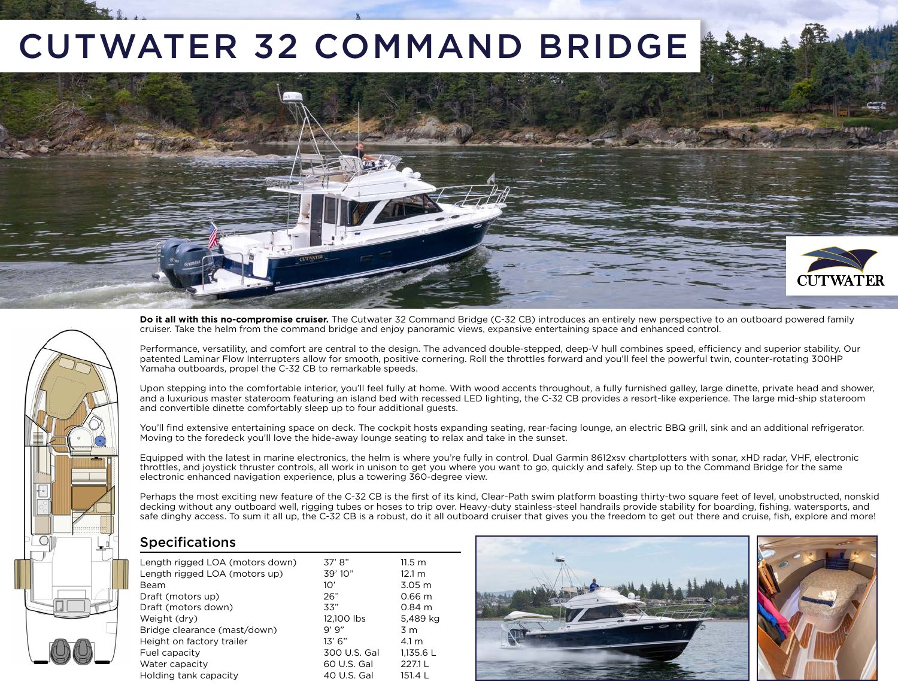# CUTWATER 32 COMMAND BRIDGE

**Do it all with this no-compromise cruiser.** The Cutwater 32 Command Bridge (C-32 CB) introduces an entirely new perspective to an outboard powered family cruiser. Take the helm from the command bridge and enjoy panoramic views, expansive entertaining space and enhanced control.

Performance, versatility, and comfort are central to the design. The advanced double-stepped, deep-V hull combines speed, efficiency and superior stability. Our patented Laminar Flow Interrupters allow for smooth, positive cornering. Roll the throttles forward and you'll feel the powerful twin, counter-rotating 300HP Yamaha outboards, propel the C-32 CB to remarkable speeds.

Upon stepping into the comfortable interior, you'll feel fully at home. With wood accents throughout, a fully furnished galley, large dinette, private head and shower, and a luxurious master stateroom featuring an island bed with recessed LED lighting, the C-32 CB provides a resort-like experience. The large mid-ship stateroom and convertible dinette comfortably sleep up to four additional guests.

You'll find extensive entertaining space on deck. The cockpit hosts expanding seating, rear-facing lounge, an electric BBQ grill, sink and an additional refrigerator. Moving to the foredeck you'll love the hide-away lounge seating to relax and take in the sunset.

Equipped with the latest in marine electronics, the helm is where you're fully in control. Dual Garmin 8612xsv chartplotters with sonar, xHD radar, VHF, electronic throttles, and joystick thruster controls, all work in unison to get you where you want to go, quickly and safely. Step up to the Command Bridge for the same electronic enhanced navigation experience, plus a towering 360-degree view.

Perhaps the most exciting new feature of the C-32 CB is the first of its kind, Clear-Path swim platform boasting thirty-two square feet of level, unobstructed, nonskid decking without any outboard well, rigging tubes or hoses to trip over. Heavy-duty stainless-steel handrails provide stability for boarding, fishing, watersports, and safe dinghy access. To sum it all up, the C-32 CB is a robust, do it all outboard cruiser that gives you the freedom to get out there and cruise, fish, explore and more!

## Specifications

| | | |
|---|---|---|
| Length rigged LOA (motors down) | 37' 8" | 11.5 m |
| Length rigged LOA (motors up) | 39' 10" | 12.1 m |
| Beam | 10' | 3.05 m |
| Draft (motors up) | 26" | 0.66 m |
| Draft (motors down) | 33" | 0.84 m |
| Weight (dry) | 12,100 lbs | 5,489 kg |
| Bridge clearance (mast/down) | 9' 9" | 3 m |
| Height on factory trailer | 13' 6" | 4.1 m |
| Fuel capacity | 300 U.S. Gal | 1,135.6 L |
| Water capacity | 60 U.S. Gal | 227.1 L |
| Holding tank capacity | 40 U.S. Gal | 151.4 L |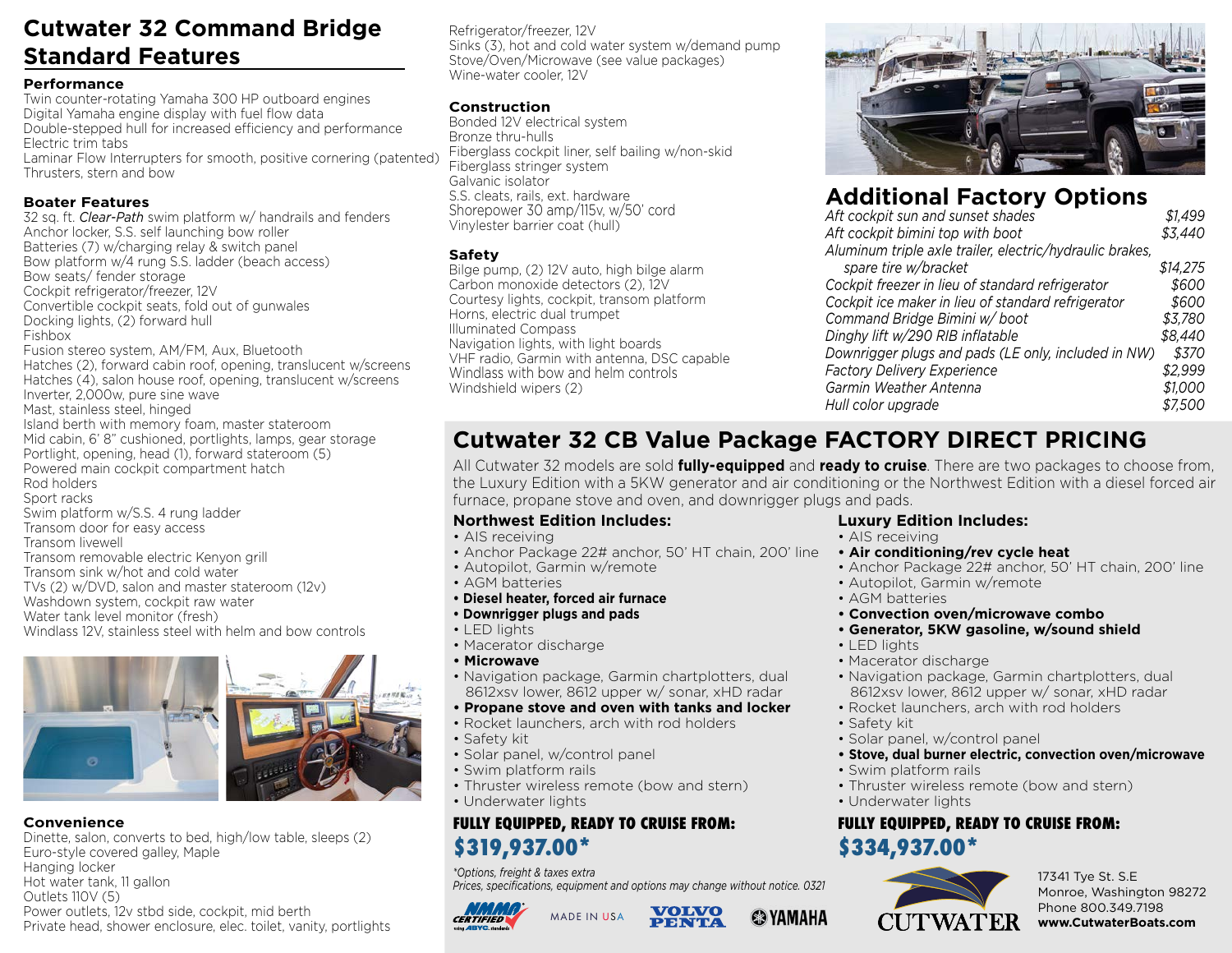# Cutwater 32 Command Bridge Standard Features

### Performance

Twin counter-rotating Yamaha 300 HP outboard engines
Digital Yamaha engine display with fuel flow data
Double-stepped hull for increased efficiency and performance
Electric trim tabs
Laminar Flow Interrupters for smooth, positive cornering (patented)
Thrusters, stern and bow

### Boater Features

32 sq. ft. *Clear-Path* swim platform w/ handrails and fenders
Anchor locker, S.S. self launching bow roller
Batteries (7) w/charging relay & switch panel
Bow platform w/4 rung S.S. ladder (beach access)
Bow seats/ fender storage
Cockpit refrigerator/freezer, 12V
Convertible cockpit seats, fold out of gunwales
Docking lights, (2) forward hull
Fishbox
Fusion stereo system, AM/FM, Aux, Bluetooth
Hatches (2), forward cabin roof, opening, translucent w/screens
Hatches (4), salon house roof, opening, translucent w/screens
Inverter, 2,000w, pure sine wave
Mast, stainless steel, hinged
Island berth with memory foam, master stateroom
Mid cabin, 6' 8" cushioned, portlights, lamps, gear storage
Portlight, opening, head (1), forward stateroom (5)
Powered main cockpit compartment hatch
Rod holders
Sport racks
Swim platform w/S.S. 4 rung ladder
Transom door for easy access
Transom livewell
Transom removable electric Kenyon grill
Transom sink w/hot and cold water
TVs (2) w/DVD, salon and master stateroom (12v)
Washdown system, cockpit raw water
Water tank level monitor (fresh)
Windlass 12V, stainless steel with helm and bow controls

### Convenience

Dinette, salon, converts to bed, high/low table, sleeps (2)
Euro-style covered galley, Maple
Hanging locker
Hot water tank, 11 gallon
Outlets 110V (5)
Power outlets, 12v stbd side, cockpit, mid berth
Private head, shower enclosure, elec. toilet, vanity, portlights
Refrigerator/freezer, 12V
Sinks (3), hot and cold water system w/demand pump
Stove/Oven/Microwave (see value packages)
Wine-water cooler, 12V

### Construction

Bonded 12V electrical system
Bronze thru-hulls
Fiberglass cockpit liner, self bailing w/non-skid
Fiberglass stringer system
Galvanic isolator
S.S. cleats, rails, ext. hardware
Shorepower 30 amp/115v, w/50' cord
Vinylester barrier coat (hull)

### Safety

Bilge pump, (2) 12V auto, high bilge alarm
Carbon monoxide detectors (2), 12V
Courtesy lights, cockpit, transom platform
Horns, electric dual trumpet
Illuminated Compass
Navigation lights, with light boards
VHF radio, Garmin with antenna, DSC capable
Windlass with bow and helm controls
Windshield wipers (2)

## Additional Factory Options

| | |
|---|---|
| *Aft cockpit sun and sunset shades* | *$1,499* |
| *Aft cockpit bimini top with boot* | *$3,440* |
| *Aluminum triple axle trailer, electric/hydraulic brakes, spare tire w/bracket* | *$14,275* |
| *Cockpit freezer in lieu of standard refrigerator* | *$600* |
| *Cockpit ice maker in lieu of standard refrigerator* | *$600* |
| *Command Bridge Bimini w/ boot* | *$3,780* |
| *Dinghy lift w/290 RIB inflatable* | *$8,440* |
| *Downrigger plugs and pads (LE only, included in NW)* | *$370* |
| *Factory Delivery Experience* | *$2,999* |
| *Garmin Weather Antenna* | *$1,000* |
| *Hull color upgrade* | *$7,500* |

## Cutwater 32 CB Value Package FACTORY DIRECT PRICING

All Cutwater 32 models are sold **fully-equipped** and **ready to cruise**. There are two packages to choose from, the Luxury Edition with a 5KW generator and air conditioning or the Northwest Edition with a diesel forced air furnace, propane stove and oven, and downrigger plugs and pads.

### Northwest Edition Includes:

- AIS receiving
- Anchor Package 22# anchor, 50' HT chain, 200' line
- Autopilot, Garmin w/remote
- AGM batteries
- **Diesel heater, forced air furnace**
- **Downrigger plugs and pads**
- LED lights
- Macerator discharge
- **Microwave**
- Navigation package, Garmin chartplotters, dual 8612xsv lower, 8612 upper w/ sonar, xHD radar
- **Propane stove and oven with tanks and locker**
- Rocket launchers, arch with rod holders
- Safety kit
- Solar panel, w/control panel
- Swim platform rails
- Thruster wireless remote (bow and stern)
- Underwater lights

**FULLY EQUIPPED, READY TO CRUISE FROM:**

**$319,937.00***

### Luxury Edition Includes:

- AIS receiving
- **Air conditioning/rev cycle heat**
- Anchor Package 22# anchor, 50' HT chain, 200' line
- Autopilot, Garmin w/remote
- AGM batteries
- **Convection oven/microwave combo**
- **Generator, 5KW gasoline, w/sound shield**
- LED lights
- Macerator discharge
- Navigation package, Garmin chartplotters, dual 8612xsv lower, 8612 upper w/ sonar, xHD radar
- Rocket launchers, arch with rod holders
- Safety kit
- Solar panel, w/control panel
- **Stove, dual burner electric, convection oven/microwave**
- Swim platform rails
- Thruster wireless remote (bow and stern)
- Underwater lights

**FULLY EQUIPPED, READY TO CRUISE FROM:**

**$334,937.00***

*\*Options, freight & taxes extra*
*Prices, specifications, equipment and options may change without notice. 0321*

NMMA CERTIFIED using ABYC standards
MADE IN USA
VOLVO PENTA
YAMAHA

CUTWATER
17341 Tye St. S.E
Monroe, Washington 98272
Phone 800.349.7198
**www.CutwaterBoats.com**